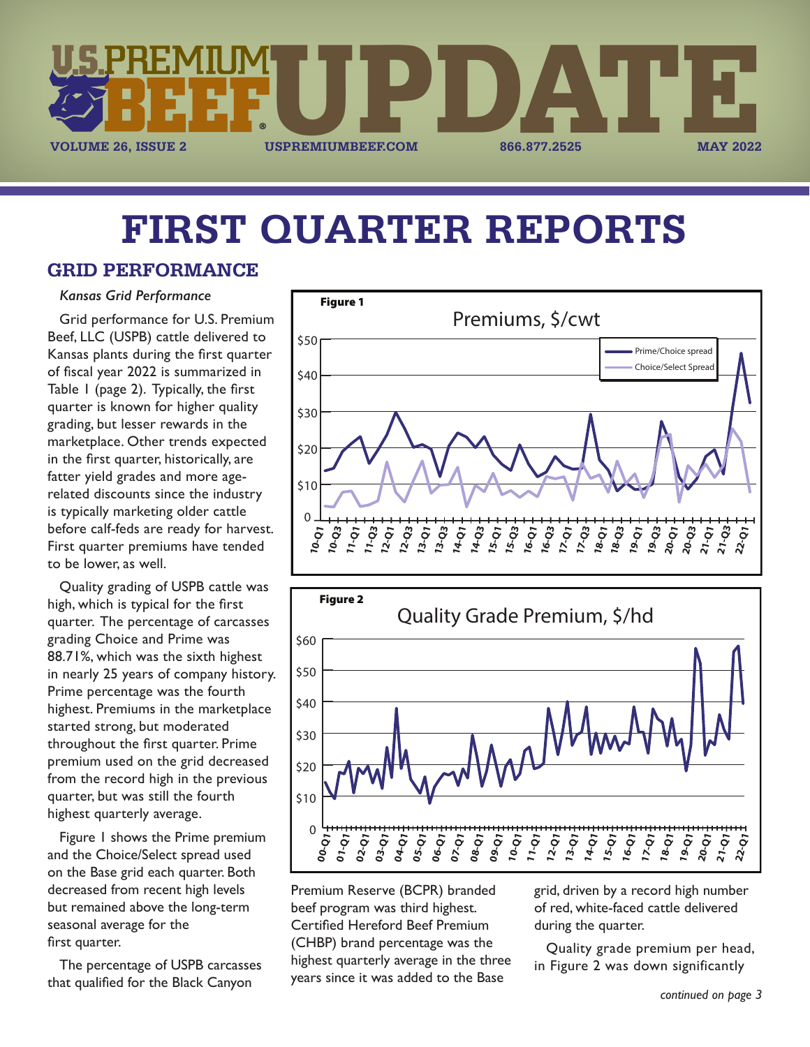# FIRST QUARTER REPORTS

## GRID PERFORMANCE

*Kansas Grid Performance*

Grid performance for U.S. Premium Beef, LLC (USPB) cattle delivered to Kansas plants during the first quarter of fiscal year 2022 is summarized in Table 1 (page 2). Typically, the first quarter is known for higher quality grading, but lesser rewards in the marketplace. Other trends expected in the first quarter, historically, are fatter yield grades and more age-related discounts since the industry is typically marketing older cattle before calf-feds are ready for harvest. First quarter premiums have tended to be lower, as well.

Quality grading of USPB cattle was high, which is typical for the first quarter. The percentage of carcasses grading Choice and Prime was 88.71%, which was the sixth highest in nearly 25 years of company history. Prime percentage was the fourth highest. Premiums in the marketplace started strong, but moderated throughout the first quarter. Prime premium used on the grid decreased from the record high in the previous quarter, but was still the fourth highest quarterly average.

Figure 1 shows the Prime premium and the Choice/Select spread used on the Base grid each quarter. Both decreased from recent high levels but remained above the long-term seasonal average for the first quarter.

The percentage of USPB carcasses that qualified for the Black Canyon Premium Reserve (BCPR) branded beef program was third highest. Certified Hereford Beef Premium (CHBP) brand percentage was the highest quarterly average in the three years since it was added to the Base grid, driven by a record high number of red, white-faced cattle delivered during the quarter.

Quality grade premium per head, in Figure 2 was down significantly

*continued on page 3*

**Figure 1**

Premiums, $/cwt

**Figure 2**

Quality Grade Premium, $/hd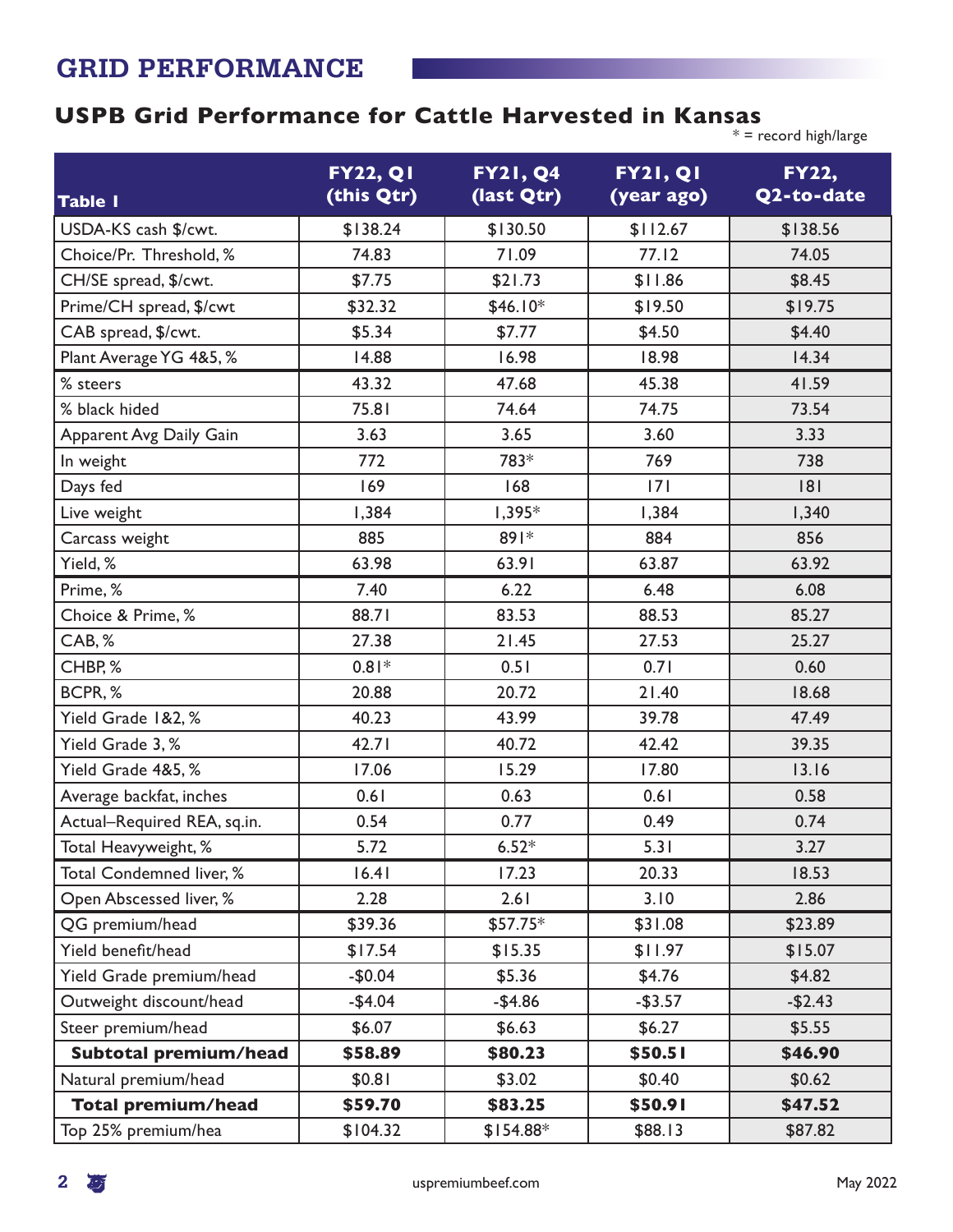# GRID PERFORMANCE

## USPB Grid Performance for Cattle Harvested in Kansas

\* = record high/large

| Table 1 | FY22, Q1 (this Qtr) | FY21, Q4 (last Qtr) | FY21, Q1 (year ago) | FY22, Q2-to-date |
|---|---|---|---|---|
| USDA-KS cash $/cwt. | $138.24 | $130.50 | $112.67 | $138.56 |
| Choice/Pr. Threshold, % | 74.83 | 71.09 | 77.12 | 74.05 |
| CH/SE spread, $/cwt. | $7.75 | $21.73 | $11.86 | $8.45 |
| Prime/CH spread, $/cwt | $32.32 | $46.10* | $19.50 | $19.75 |
| CAB spread, $/cwt. | $5.34 | $7.77 | $4.50 | $4.40 |
| Plant Average YG 4&5, % | 14.88 | 16.98 | 18.98 | 14.34 |
| % steers | 43.32 | 47.68 | 45.38 | 41.59 |
| % black hided | 75.81 | 74.64 | 74.75 | 73.54 |
| Apparent Avg Daily Gain | 3.63 | 3.65 | 3.60 | 3.33 |
| In weight | 772 | 783* | 769 | 738 |
| Days fed | 169 | 168 | 171 | 181 |
| Live weight | 1,384 | 1,395* | 1,384 | 1,340 |
| Carcass weight | 885 | 891* | 884 | 856 |
| Yield, % | 63.98 | 63.91 | 63.87 | 63.92 |
| Prime, % | 7.40 | 6.22 | 6.48 | 6.08 |
| Choice & Prime, % | 88.71 | 83.53 | 88.53 | 85.27 |
| CAB, % | 27.38 | 21.45 | 27.53 | 25.27 |
| CHBP, % | 0.81* | 0.51 | 0.71 | 0.60 |
| BCPR, % | 20.88 | 20.72 | 21.40 | 18.68 |
| Yield Grade 1&2, % | 40.23 | 43.99 | 39.78 | 47.49 |
| Yield Grade 3, % | 42.71 | 40.72 | 42.42 | 39.35 |
| Yield Grade 4&5, % | 17.06 | 15.29 | 17.80 | 13.16 |
| Average backfat, inches | 0.61 | 0.63 | 0.61 | 0.58 |
| Actual–Required REA, sq.in. | 0.54 | 0.77 | 0.49 | 0.74 |
| Total Heavyweight, % | 5.72 | 6.52* | 5.31 | 3.27 |
| Total Condemned liver, % | 16.41 | 17.23 | 20.33 | 18.53 |
| Open Abscessed liver, % | 2.28 | 2.61 | 3.10 | 2.86 |
| QG premium/head | $39.36 | $57.75* | $31.08 | $23.89 |
| Yield benefit/head | $17.54 | $15.35 | $11.97 | $15.07 |
| Yield Grade premium/head | -$0.04 | $5.36 | $4.76 | $4.82 |
| Outweight discount/head | -$4.04 | -$4.86 | -$3.57 | -$2.43 |
| Steer premium/head | $6.07 | $6.63 | $6.27 | $5.55 |
| **Subtotal premium/head** | **$58.89** | **$80.23** | **$50.51** | **$46.90** |
| Natural premium/head | $0.81 | $3.02 | $0.40 | $0.62 |
| **Total premium/head** | **$59.70** | **$83.25** | **$50.91** | **$47.52** |
| Top 25% premium/hea | $104.32 | $154.88* | $88.13 | $87.82 |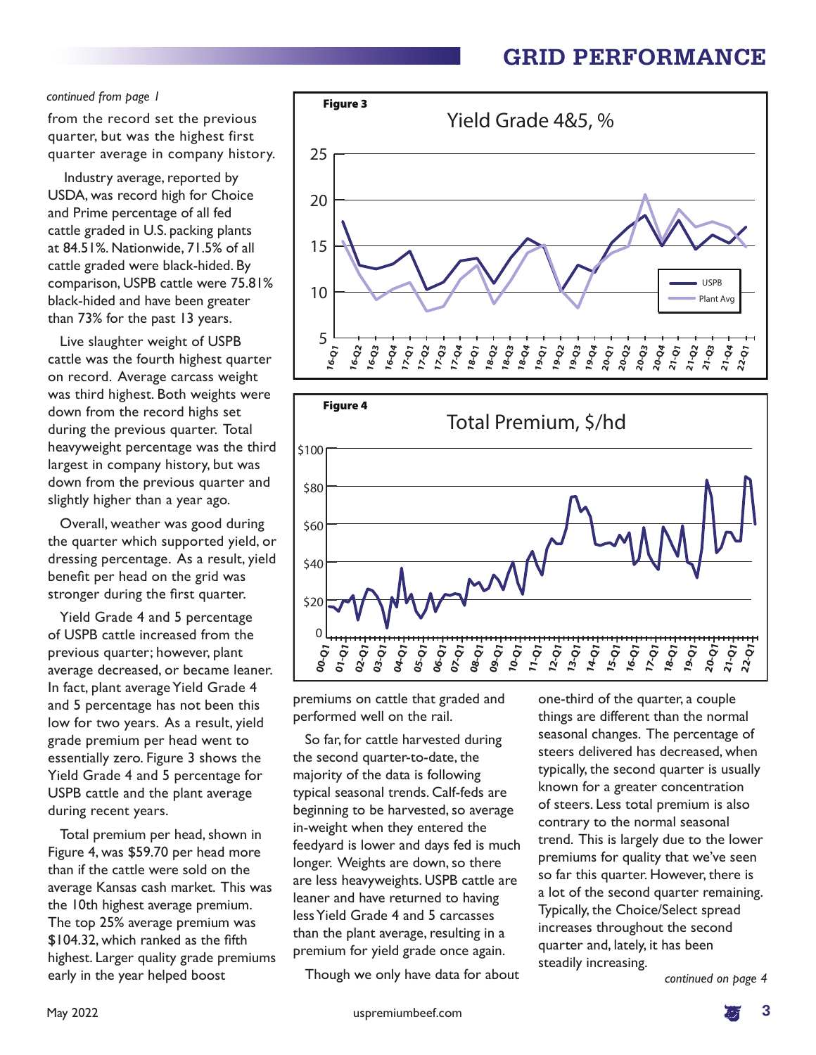# GRID PERFORMANCE

*continued from page 1*

from the record set the previous quarter, but was the highest first quarter average in company history.

Industry average, reported by USDA, was record high for Choice and Prime percentage of all fed cattle graded in U.S. packing plants at 84.51%. Nationwide, 71.5% of all cattle graded were black-hided. By comparison, USPB cattle were 75.81% black-hided and have been greater than 73% for the past 13 years.

Live slaughter weight of USPB cattle was the fourth highest quarter on record. Average carcass weight was third highest. Both weights were down from the record highs set during the previous quarter. Total heavyweight percentage was the third largest in company history, but was down from the previous quarter and slightly higher than a year ago.

Overall, weather was good during the quarter which supported yield, or dressing percentage. As a result, yield benefit per head on the grid was stronger during the first quarter.

Yield Grade 4 and 5 percentage of USPB cattle increased from the previous quarter; however, plant average decreased, or became leaner. In fact, plant average Yield Grade 4 and 5 percentage has not been this low for two years. As a result, yield grade premium per head went to essentially zero. Figure 3 shows the Yield Grade 4 and 5 percentage for USPB cattle and the plant average during recent years.

Total premium per head, shown in Figure 4, was $59.70 per head more than if the cattle were sold on the average Kansas cash market. This was the 10th highest average premium. The top 25% average premium was $104.32, which ranked as the fifth highest. Larger quality grade premiums early in the year helped boost premiums on cattle that graded and performed well on the rail.

**Figure 3**

Yield Grade 4&5, %

**Figure 4**

Total Premium, $/hd

So far, for cattle harvested during the second quarter-to-date, the majority of the data is following typical seasonal trends. Calf-feds are beginning to be harvested, so average in-weight when they entered the feedyard is lower and days fed is much longer. Weights are down, so there are less heavyweights. USPB cattle are leaner and have returned to having less Yield Grade 4 and 5 carcasses than the plant average, resulting in a premium for yield grade once again.

Though we only have data for about one-third of the quarter, a couple things are different than the normal seasonal changes. The percentage of steers delivered has decreased, when typically, the second quarter is usually known for a greater concentration of steers. Less total premium is also contrary to the normal seasonal trend. This is largely due to the lower premiums for quality that we've seen so far this quarter. However, there is a lot of the second quarter remaining. Typically, the Choice/Select spread increases throughout the second quarter and, lately, it has been steadily increasing.

*continued on page 4*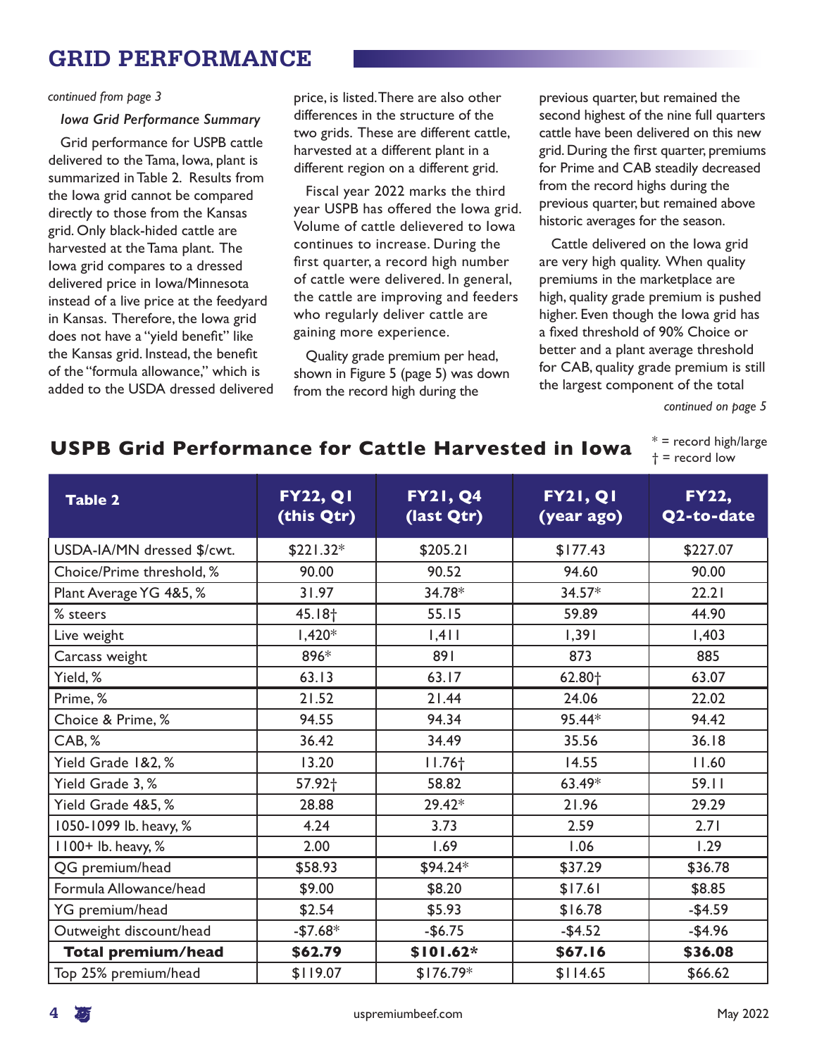# GRID PERFORMANCE

*continued from page 3*

***Iowa Grid Performance Summary***

Grid performance for USPB cattle delivered to the Tama, Iowa, plant is summarized in Table 2. Results from the Iowa grid cannot be compared directly to those from the Kansas grid. Only black-hided cattle are harvested at the Tama plant. The Iowa grid compares to a dressed delivered price in Iowa/Minnesota instead of a live price at the feedyard in Kansas. Therefore, the Iowa grid does not have a "yield benefit" like the Kansas grid. Instead, the benefit of the "formula allowance," which is added to the USDA dressed delivered price, is listed. There are also other differences in the structure of the two grids. These are different cattle, harvested at a different plant in a different region on a different grid.

Fiscal year 2022 marks the third year USPB has offered the Iowa grid. Volume of cattle delievered to Iowa continues to increase. During the first quarter, a record high number of cattle were delivered. In general, the cattle are improving and feeders who regularly deliver cattle are gaining more experience.

Quality grade premium per head, shown in Figure 5 (page 5) was down from the record high during the previous quarter, but remained the second highest of the nine full quarters cattle have been delivered on this new grid. During the first quarter, premiums for Prime and CAB steadily decreased from the record highs during the previous quarter, but remained above historic averages for the season.

Cattle delivered on the Iowa grid are very high quality. When quality premiums in the marketplace are high, quality grade premium is pushed higher. Even though the Iowa grid has a fixed threshold of 90% Choice or better and a plant average threshold for CAB, quality grade premium is still the largest component of the total

*continued on page 5*

## USPB Grid Performance for Cattle Harvested in Iowa

\* = record high/large
† = record low

| Table 2 | FY22, Q1 (this Qtr) | FY21, Q4 (last Qtr) | FY21, Q1 (year ago) | FY22, Q2-to-date |
|---|---|---|---|---|
| USDA-IA/MN dressed $/cwt. | $221.32* | $205.21 | $177.43 | $227.07 |
| Choice/Prime threshold, % | 90.00 | 90.52 | 94.60 | 90.00 |
| Plant Average YG 4&5, % | 31.97 | 34.78* | 34.57* | 22.21 |
| % steers | 45.18† | 55.15 | 59.89 | 44.90 |
| Live weight | 1,420* | 1,411 | 1,391 | 1,403 |
| Carcass weight | 896* | 891 | 873 | 885 |
| Yield, % | 63.13 | 63.17 | 62.80† | 63.07 |
| Prime, % | 21.52 | 21.44 | 24.06 | 22.02 |
| Choice & Prime, % | 94.55 | 94.34 | 95.44* | 94.42 |
| CAB, % | 36.42 | 34.49 | 35.56 | 36.18 |
| Yield Grade 1&2, % | 13.20 | 11.76† | 14.55 | 11.60 |
| Yield Grade 3, % | 57.92† | 58.82 | 63.49* | 59.11 |
| Yield Grade 4&5, % | 28.88 | 29.42* | 21.96 | 29.29 |
| 1050-1099 lb. heavy, % | 4.24 | 3.73 | 2.59 | 2.71 |
| 1100+ lb. heavy, % | 2.00 | 1.69 | 1.06 | 1.29 |
| QG premium/head | $58.93 | $94.24* | $37.29 | $36.78 |
| Formula Allowance/head | $9.00 | $8.20 | $17.61 | $8.85 |
| YG premium/head | $2.54 | $5.93 | $16.78 | -$4.59 |
| Outweight discount/head | -$7.68* | -$6.75 | -$4.52 | -$4.96 |
| **Total premium/head** | **$62.79** | **$101.62*** | **$67.16** | **$36.08** |
| Top 25% premium/head | $119.07 | $176.79* | $114.65 | $66.62 |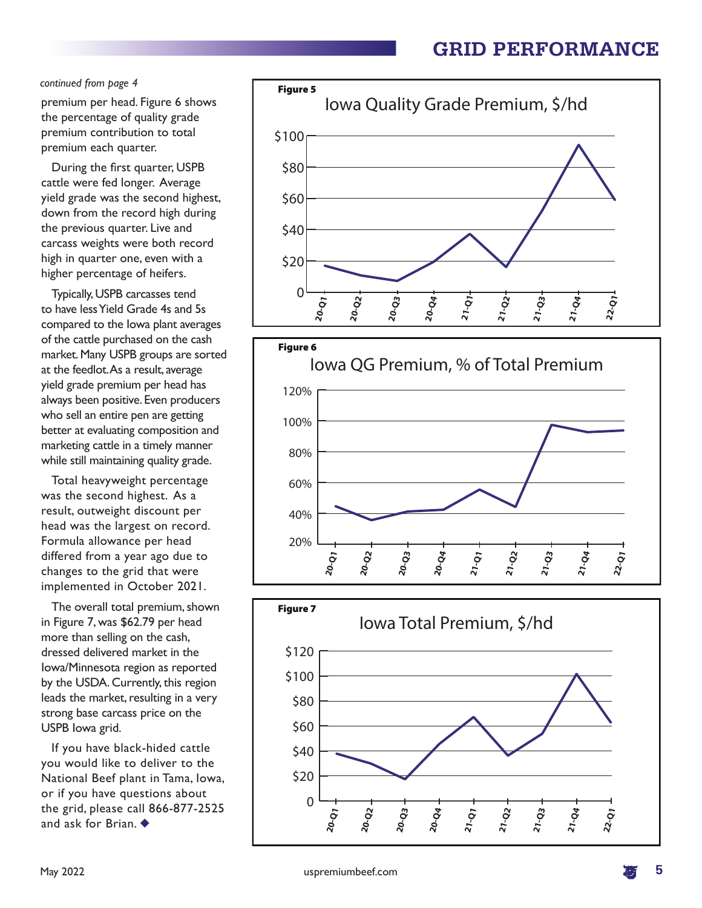## GRID PERFORMANCE

*continued from page 4*

premium per head. Figure 6 shows the percentage of quality grade premium contribution to total premium each quarter.

During the first quarter, USPB cattle were fed longer. Average yield grade was the second highest, down from the record high during the previous quarter. Live and carcass weights were both record high in quarter one, even with a higher percentage of heifers.

Typically, USPB carcasses tend to have less Yield Grade 4s and 5s compared to the Iowa plant averages of the cattle purchased on the cash market. Many USPB groups are sorted at the feedlot. As a result, average yield grade premium per head has always been positive. Even producers who sell an entire pen are getting better at evaluating composition and marketing cattle in a timely manner while still maintaining quality grade.

Total heavyweight percentage was the second highest. As a result, outweight discount per head was the largest on record. Formula allowance per head differed from a year ago due to changes to the grid that were implemented in October 2021.

The overall total premium, shown in Figure 7, was $62.79 per head more than selling on the cash, dressed delivered market in the Iowa/Minnesota region as reported by the USDA. Currently, this region leads the market, resulting in a very strong base carcass price on the USPB Iowa grid.

If you have black-hided cattle you would like to deliver to the National Beef plant in Tama, Iowa, or if you have questions about the grid, please call 866-877-2525 and ask for Brian. ◆

**Figure 5**

Iowa Quality Grade Premium, $/hd

$100
$80
$60
$40
$20
0

20-Q1 20-Q2 20-Q3 20-Q4 21-Q1 21-Q2 21-Q3 21-Q4 22-Q1

**Figure 6**

Iowa QG Premium, % of Total Premium

120%
100%
80%
60%
40%
20%

20-Q1 20-Q2 20-Q3 20-Q4 21-Q1 21-Q2 21-Q3 21-Q4 22-Q1

**Figure 7**

Iowa Total Premium, $/hd

$120
$100
$80
$60
$40
$20
0

20-Q1 20-Q2 20-Q3 20-Q4 21-Q1 21-Q2 21-Q3 21-Q4 22-Q1